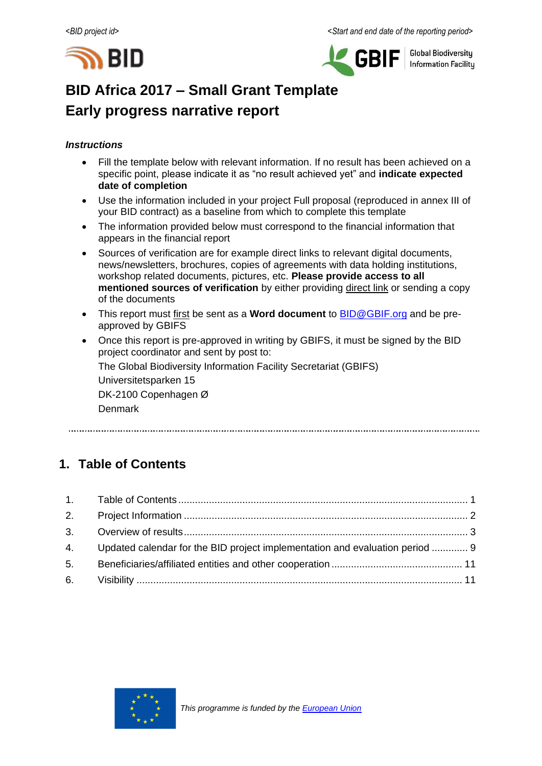*<BID project id>* *<Start and end date of the reporting period>*

# BID Africa 2017 – Small Grant Template
# Early progress narrative report

***Instructions***

- Fill the template below with relevant information. If no result has been achieved on a specific point, please indicate it as "no result achieved yet" and **indicate expected date of completion**
- Use the information included in your project Full proposal (reproduced in annex III of your BID contract) as a baseline from which to complete this template
- The information provided below must correspond to the financial information that appears in the financial report
- Sources of verification are for example direct links to relevant digital documents, news/newsletters, brochures, copies of agreements with data holding institutions, workshop related documents, pictures, etc. **Please provide access to all mentioned sources of verification** by either providing direct link or sending a copy of the documents
- This report must first be sent as a **Word document** to BID@GBIF.org and be pre-approved by GBIFS
- Once this report is pre-approved in writing by GBIFS, it must be signed by the BID project coordinator and sent by post to:

  The Global Biodiversity Information Facility Secretariat (GBIFS)
  Universitetsparken 15
  DK-2100 Copenhagen Ø
  Denmark

## 1. Table of Contents

1. Table of Contents ........ 1
2. Project Information ........ 2
3. Overview of results ........ 3
4. Updated calendar for the BID project implementation and evaluation period ........ 9
5. Beneficiaries/affiliated entities and other cooperation ........ 11
6. Visibility ........ 11

*This programme is funded by the European Union*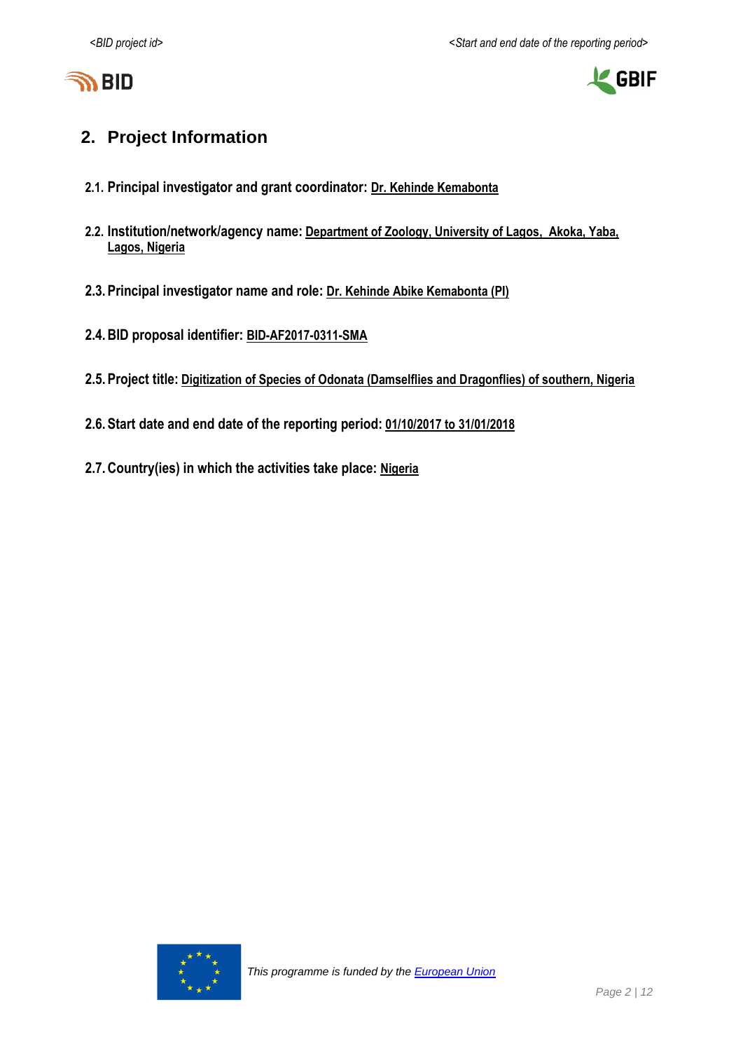## 2. Project Information

**2.1. Principal investigator and grant coordinator:** Dr. Kehinde Kemabonta

**2.2. Institution/network/agency name:** Department of Zoology, University of Lagos, Akoka, Yaba, Lagos, Nigeria

**2.3. Principal investigator name and role:** Dr. Kehinde Abike Kemabonta (PI)

**2.4. BID proposal identifier:** BID-AF2017-0311-SMA

**2.5. Project title:** Digitization of Species of Odonata (Damselflies and Dragonflies) of southern, Nigeria

**2.6. Start date and end date of the reporting period:** 01/10/2017 to 31/01/2018

**2.7. Country(ies) in which the activities take place:** Nigeria

*This programme is funded by the European Union*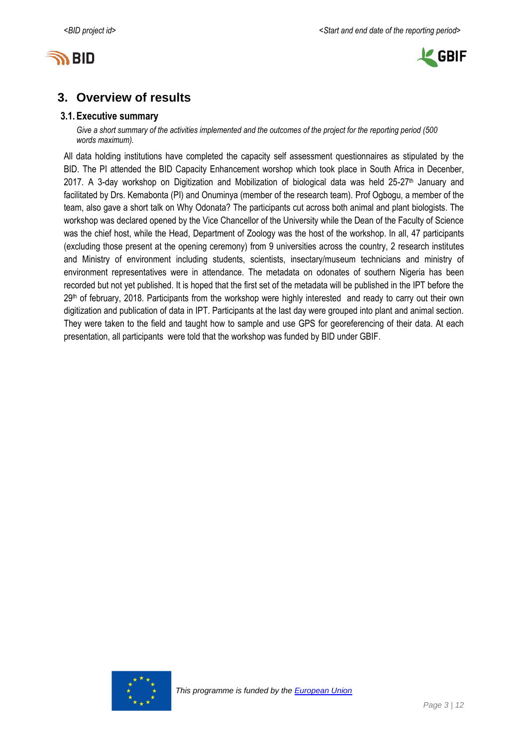## 3. Overview of results

### 3.1. Executive summary

*Give a short summary of the activities implemented and the outcomes of the project for the reporting period (500 words maximum).*

All data holding institutions have completed the capacity self assessment questionnaires as stipulated by the BID. The PI attended the BID Capacity Enhancement worshop which took place in South Africa in Decenber, 2017. A 3-day workshop on Digitization and Mobilization of biological data was held 25-27th January and facilitated by Drs. Kemabonta (PI) and Onuminya (member of the research team). Prof Ogbogu, a member of the team, also gave a short talk on Why Odonata? The participants cut across both animal and plant biologists. The workshop was declared opened by the Vice Chancellor of the University while the Dean of the Faculty of Science was the chief host, while the Head, Department of Zoology was the host of the workshop. In all, 47 participants (excluding those present at the opening ceremony) from 9 universities across the country, 2 research institutes and Ministry of environment including students, scientists, insectary/museum technicians and ministry of environment representatives were in attendance. The metadata on odonates of southern Nigeria has been recorded but not yet published. It is hoped that the first set of the metadata will be published in the IPT before the 29th of february, 2018. Participants from the workshop were highly interested and ready to carry out their own digitization and publication of data in IPT. Participants at the last day were grouped into plant and animal section. They were taken to the field and taught how to sample and use GPS for georeferencing of their data. At each presentation, all participants were told that the workshop was funded by BID under GBIF.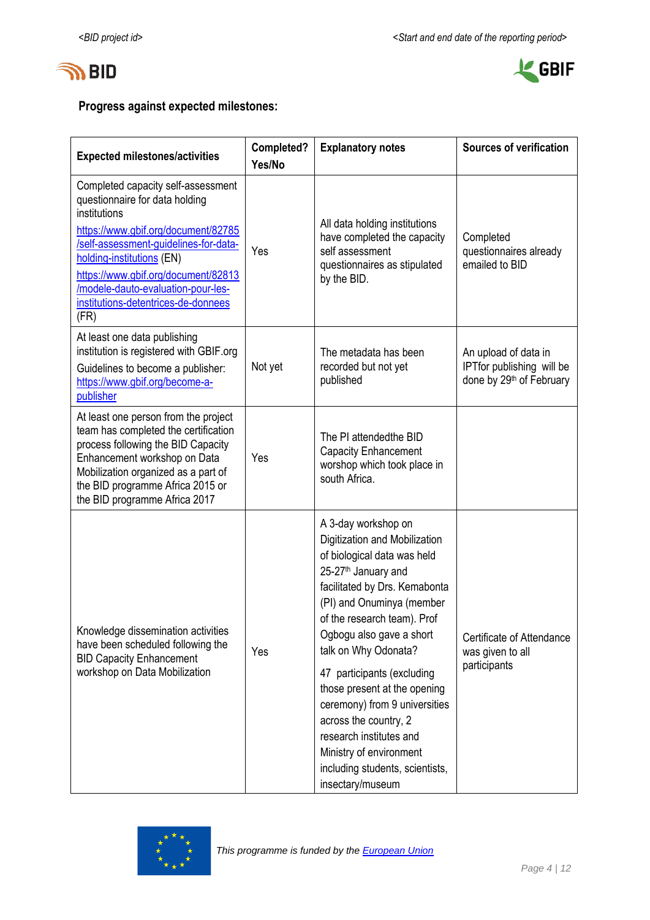**Progress against expected milestones:**

| Expected milestones/activities | Completed? Yes/No | Explanatory notes | Sources of verification |
|---|---|---|---|
| Completed capacity self-assessment questionnaire for data holding institutions<br>https://www.gbif.org/document/82785/self-assessment-guidelines-for-data-holding-institutions (EN)<br>https://www.gbif.org/document/82813/modele-dauto-evaluation-pour-les-institutions-detentrices-de-donnees (FR) | Yes | All data holding institutions have completed the capacity self assessment questionnaires as stipulated by the BID. | Completed questionnaires already emailed to BID |
| At least one data publishing institution is registered with GBIF.org<br>Guidelines to become a publisher: https://www.gbif.org/become-a-publisher | Not yet | The metadata has been recorded but not yet published | An upload of data in IPTfor publishing will be done by 29th of February |
| At least one person from the project team has completed the certification process following the BID Capacity Enhancement workshop on Data Mobilization organized as a part of the BID programme Africa 2015 or the BID programme Africa 2017 | Yes | The PI attendedthe BID Capacity Enhancement worshop which took place in south Africa. | |
| Knowledge dissemination activities have been scheduled following the BID Capacity Enhancement workshop on Data Mobilization | Yes | A 3-day workshop on Digitization and Mobilization of biological data was held 25-27th January and facilitated by Drs. Kemabonta (PI) and Onuminya (member of the research team). Prof Ogbogu also gave a short talk on Why Odonata?<br>47 participants (excluding those present at the opening ceremony) from 9 universities across the country, 2 research institutes and Ministry of environment including students, scientists, insectary/museum | Certificate of Attendance was given to all participants |

*This programme is funded by the European Union*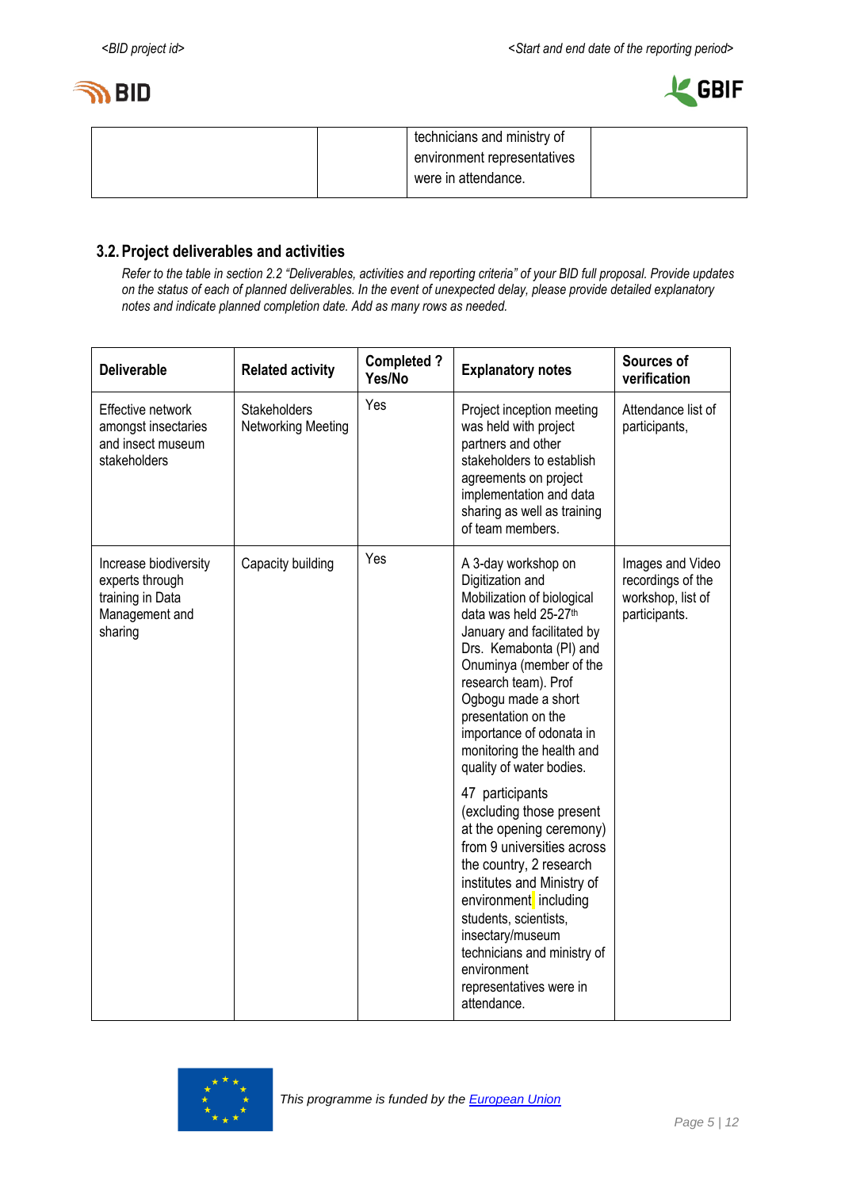| | | technicians and ministry of environment representatives were in attendance. | |
|---|---|---|---|

## 3.2. Project deliverables and activities

*Refer to the table in section 2.2 "Deliverables, activities and reporting criteria" of your BID full proposal. Provide updates on the status of each of planned deliverables. In the event of unexpected delay, please provide detailed explanatory notes and indicate planned completion date. Add as many rows as needed.*

| Deliverable | Related activity | Completed ? Yes/No | Explanatory notes | Sources of verification |
|---|---|---|---|---|
| Effective network amongst insectaries and insect museum stakeholders | Stakeholders Networking Meeting | Yes | Project inception meeting was held with project partners and other stakeholders to establish agreements on project implementation and data sharing as well as training of team members. | Attendance list of participants, |
| Increase biodiversity experts through training in Data Management and sharing | Capacity building | Yes | A 3-day workshop on Digitization and Mobilization of biological data was held 25-27th January and facilitated by Drs. Kemabonta (PI) and Onuminya (member of the research team). Prof Ogbogu made a short presentation on the importance of odonata in monitoring the health and quality of water bodies.<br><br>47 participants (excluding those present at the opening ceremony) from 9 universities across the country, 2 research institutes and Ministry of environment including students, scientists, insectary/museum technicians and ministry of environment representatives were in attendance. | Images and Video recordings of the workshop, list of participants. |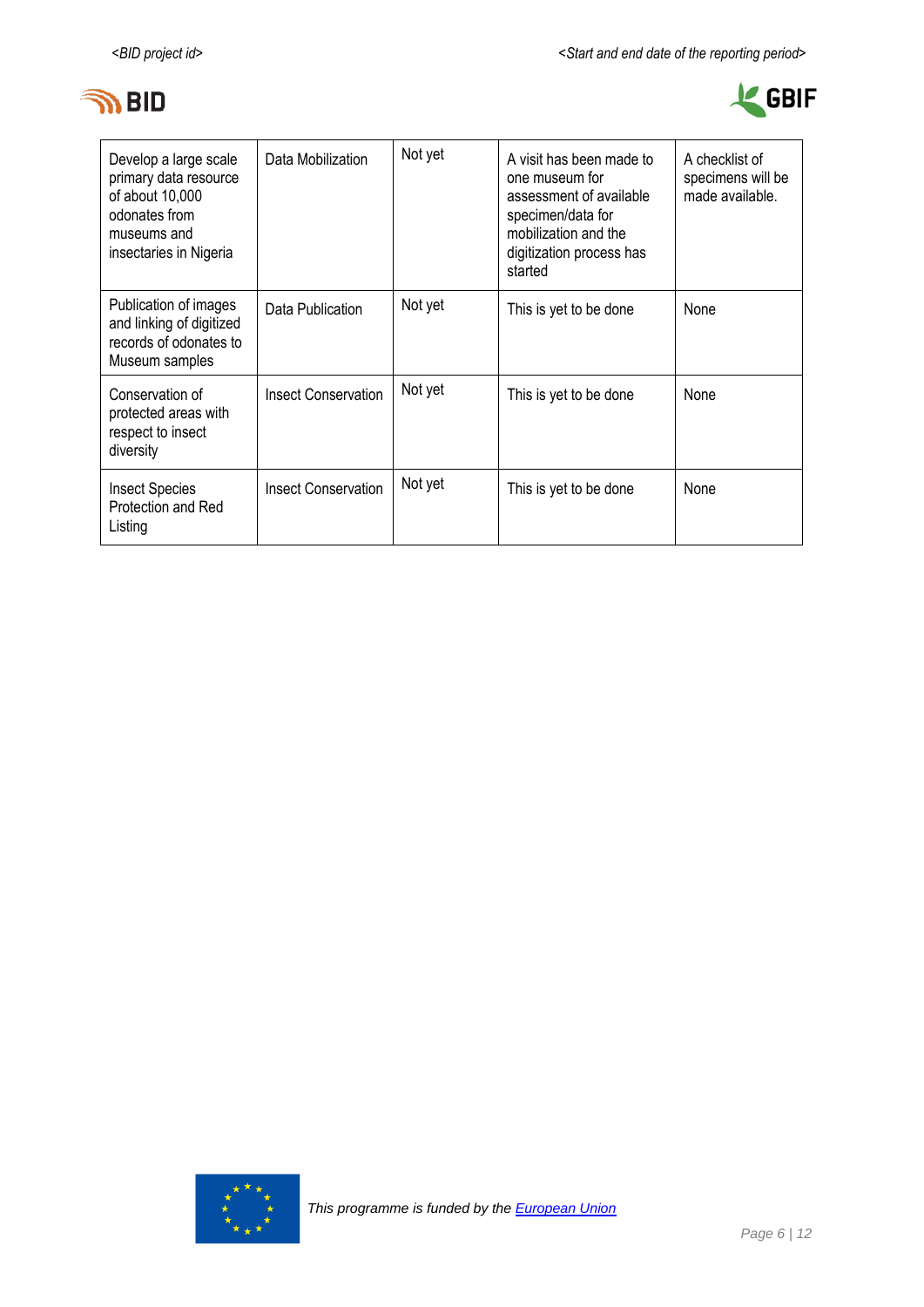| | | | | |
|---|---|---|---|---|
| Develop a large scale primary data resource of about 10,000 odonates from museums and insectaries in Nigeria | Data Mobilization | Not yet | A visit has been made to one museum for assessment of available specimen/data for mobilization and the digitization process has started | A checklist of specimens will be made available. |
| Publication of images and linking of digitized records of odonates to Museum samples | Data Publication | Not yet | This is yet to be done | None |
| Conservation of protected areas with respect to insect diversity | Insect Conservation | Not yet | This is yet to be done | None |
| Insect Species Protection and Red Listing | Insect Conservation | Not yet | This is yet to be done | None |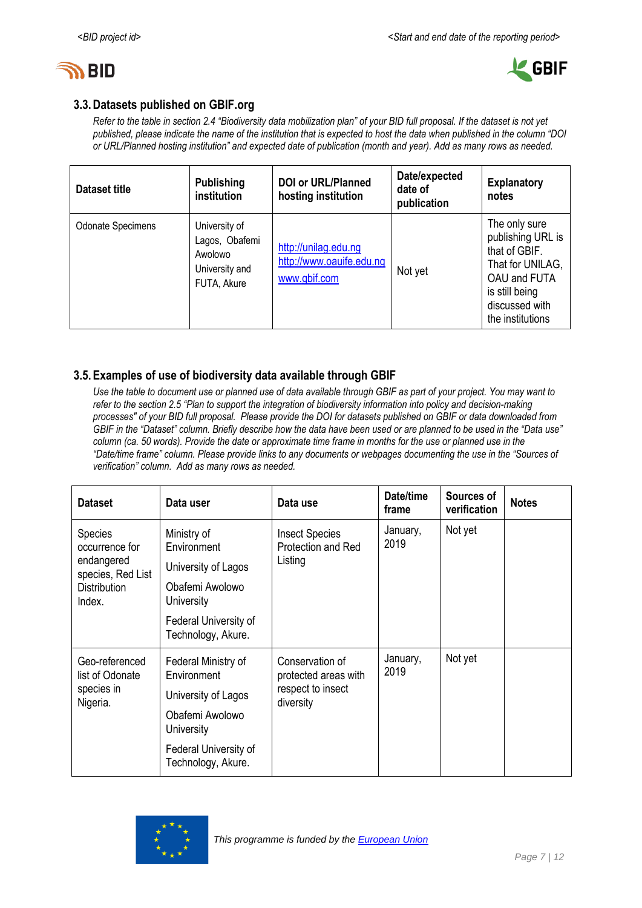### 3.3. Datasets published on GBIF.org

*Refer to the table in section 2.4 "Biodiversity data mobilization plan" of your BID full proposal. If the dataset is not yet published, please indicate the name of the institution that is expected to host the data when published in the column "DOI or URL/Planned hosting institution" and expected date of publication (month and year). Add as many rows as needed.*

| Dataset title | Publishing institution | DOI or URL/Planned hosting institution | Date/expected date of publication | Explanatory notes |
|---|---|---|---|---|
| Odonate Specimens | University of Lagos, Obafemi Awolowo University and FUTA, Akure | http://unilag.edu.ng http://www.oauife.edu.ng www.gbif.com | Not yet | The only sure publishing URL is that of GBIF. That for UNILAG, OAU and FUTA is still being discussed with the institutions |

### 3.5. Examples of use of biodiversity data available through GBIF

*Use the table to document use or planned use of data available through GBIF as part of your project. You may want to refer to the section 2.5 "Plan to support the integration of biodiversity information into policy and decision-making processes" of your BID full proposal. Please provide the DOI for datasets published on GBIF or data downloaded from GBIF in the "Dataset" column. Briefly describe how the data have been used or are planned to be used in the "Data use" column (ca. 50 words). Provide the date or approximate time frame in months for the use or planned use in the "Date/time frame" column. Please provide links to any documents or webpages documenting the use in the "Sources of verification" column. Add as many rows as needed.*

| Dataset | Data user | Data use | Date/time frame | Sources of verification | Notes |
|---|---|---|---|---|---|
| Species occurrence for endangered species, Red List Distribution Index. | Ministry of Environment<br>University of Lagos<br>Obafemi Awolowo University<br>Federal University of Technology, Akure. | Insect Species Protection and Red Listing | January, 2019 | Not yet | |
| Geo-referenced list of Odonate species in Nigeria. | Federal Ministry of Environment<br>University of Lagos<br>Obafemi Awolowo University<br>Federal University of Technology, Akure. | Conservation of protected areas with respect to insect diversity | January, 2019 | Not yet | |

*This programme is funded by the European Union*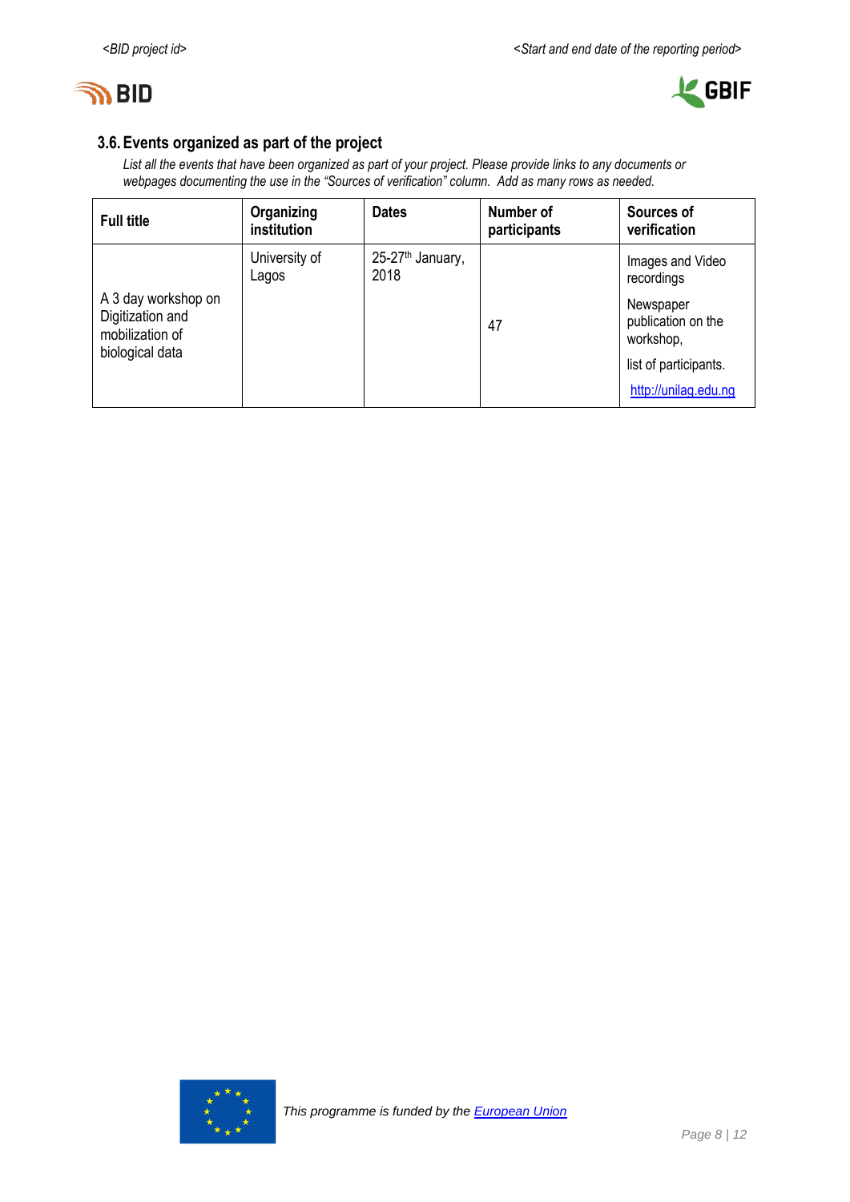### 3.6. Events organized as part of the project

*List all the events that have been organized as part of your project. Please provide links to any documents or webpages documenting the use in the "Sources of verification" column. Add as many rows as needed.*

| Full title | Organizing institution | Dates | Number of participants | Sources of verification |
|---|---|---|---|---|
| A 3 day workshop on Digitization and mobilization of biological data | University of Lagos | 25-27th January, 2018 | 47 | Images and Video recordings<br>Newspaper publication on the workshop,<br>list of participants.<br>[http://unilag.edu.ng](http://unilag.edu.ng) |

*This programme is funded by the [European Union](#)*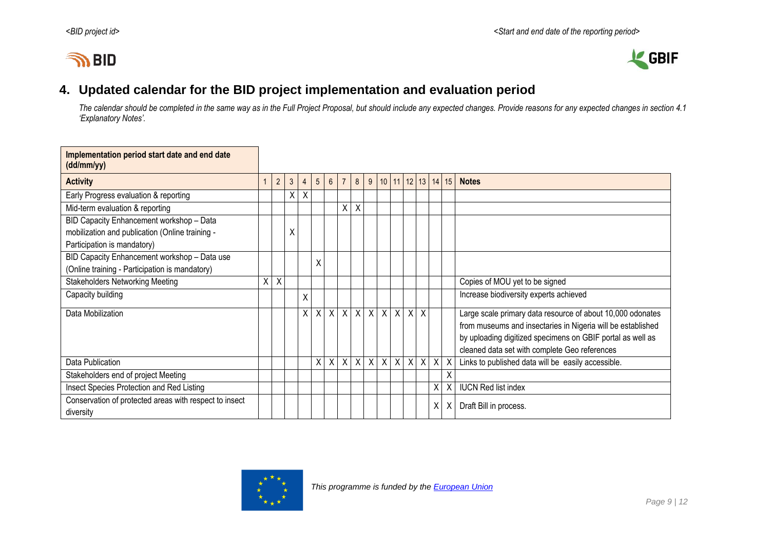## 4. Updated calendar for the BID project implementation and evaluation period

*The calendar should be completed in the same way as in the Full Project Proposal, but should include any expected changes. Provide reasons for any expected changes in section 4.1 'Explanatory Notes'.*

| Implementation period start date and end date (dd/mm/yy) | | | | | | | | | | | | | | | | |
|---|---|---|---|---|---|---|---|---|---|---|---|---|---|---|---|---|
| **Activity** | 1 | 2 | 3 | 4 | 5 | 6 | 7 | 8 | 9 | 10 | 11 | 12 | 13 | 14 | 15 | **Notes** |
| Early Progress evaluation & reporting | | | X | X | | | | | | | | | | | | |
| Mid-term evaluation & reporting | | | | | | | X | X | | | | | | | | |
| BID Capacity Enhancement workshop – Data mobilization and publication (Online training - Participation is mandatory) | | | X | | | | | | | | | | | | | |
| BID Capacity Enhancement workshop – Data use (Online training - Participation is mandatory) | | | | | X | | | | | | | | | | | |
| Stakeholders Networking Meeting | X | X | | | | | | | | | | | | | | Copies of MOU yet to be signed |
| Capacity building | | | | X | | | | | | | | | | | | Increase biodiversity experts achieved |
| Data Mobilization | | | | X | X | X | X | X | X | X | X | X | X | | | Large scale primary data resource of about 10,000 odonates from museums and insectaries in Nigeria will be established by uploading digitized specimens on GBIF portal as well as cleaned data set with complete Geo references |
| Data Publication | | | | | X | X | X | X | X | X | X | X | X | X | X | Links to published data will be easily accessible. |
| Stakeholders end of project Meeting | | | | | | | | | | | | | | | X | |
| Insect Species Protection and Red Listing | | | | | | | | | | | | | | X | X | IUCN Red list index |
| Conservation of protected areas with respect to insect diversity | | | | | | | | | | | | | | X | X | Draft Bill in process. |

*This programme is funded by the European Union*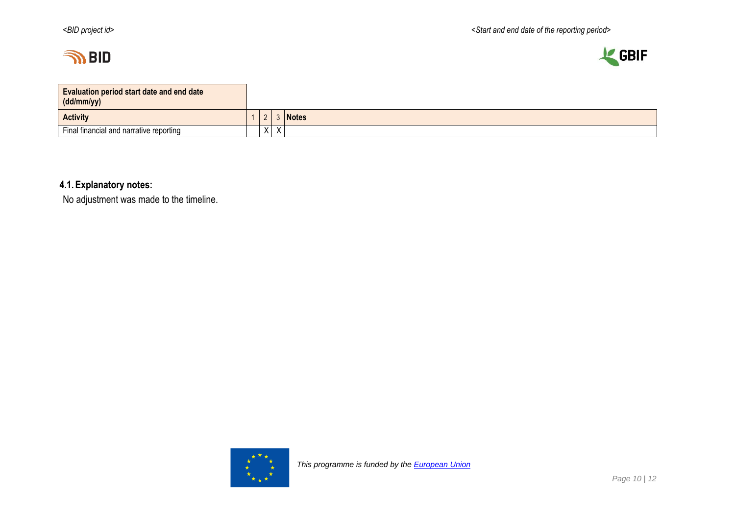| Evaluation period start date and end date (dd/mm/yy) | | | | |
|---|---|---|---|---|
| **Activity** | 1 | 2 | 3 | **Notes** |
| Final financial and narrative reporting | | X | X | |

## 4.1. Explanatory notes:

No adjustment was made to the timeline.

*This programme is funded by the European Union*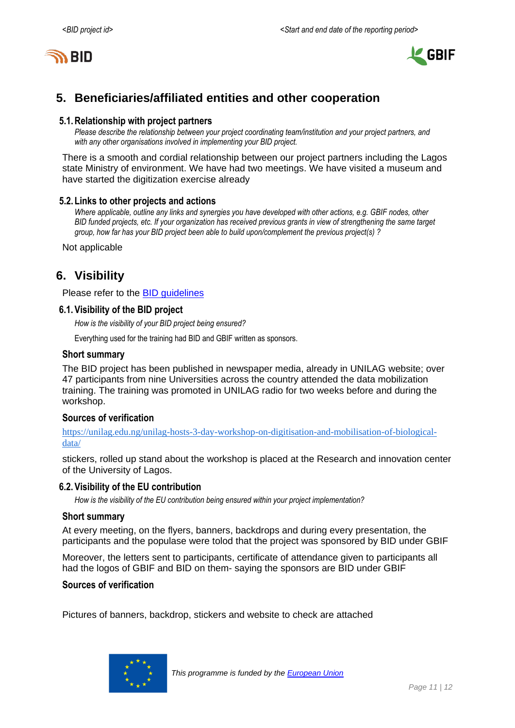## 5. Beneficiaries/affiliated entities and other cooperation

### 5.1. Relationship with project partners

*Please describe the relationship between your project coordinating team/institution and your project partners, and with any other organisations involved in implementing your BID project.*

There is a smooth and cordial relationship between our project partners including the Lagos state Ministry of environment. We have had two meetings. We have visited a museum and have started the digitization exercise already

### 5.2. Links to other projects and actions

*Where applicable, outline any links and synergies you have developed with other actions, e.g. GBIF nodes, other BID funded projects, etc. If your organization has received previous grants in view of strengthening the same target group, how far has your BID project been able to build upon/complement the previous project(s) ?*

Not applicable

## 6. Visibility

Please refer to the [BID guidelines](BID guidelines)

### 6.1. Visibility of the BID project

*How is the visibility of your BID project being ensured?*

Everything used for the training had BID and GBIF written as sponsors.

#### Short summary

The BID project has been published in newspaper media, already in UNILAG website; over 47 participants from nine Universities across the country attended the data mobilization training. The training was promoted in UNILAG radio for two weeks before and during the workshop.

#### Sources of verification

[https://unilag.edu.ng/unilag-hosts-3-day-workshop-on-digitisation-and-mobilisation-of-biological-data/](https://unilag.edu.ng/unilag-hosts-3-day-workshop-on-digitisation-and-mobilisation-of-biological-data/)

stickers, rolled up stand about the workshop is placed at the Research and innovation center of the University of Lagos.

### 6.2. Visibility of the EU contribution

*How is the visibility of the EU contribution being ensured within your project implementation?*

#### Short summary

At every meeting, on the flyers, banners, backdrops and during every presentation, the participants and the populase were tolod that the project was sponsored by BID under GBIF

Moreover, the letters sent to participants, certificate of attendance given to participants all had the logos of GBIF and BID on them- saying the sponsors are BID under GBIF

#### Sources of verification

Pictures of banners, backdrop, stickers and website to check are attached

*This programme is funded by the [European Union](European Union)*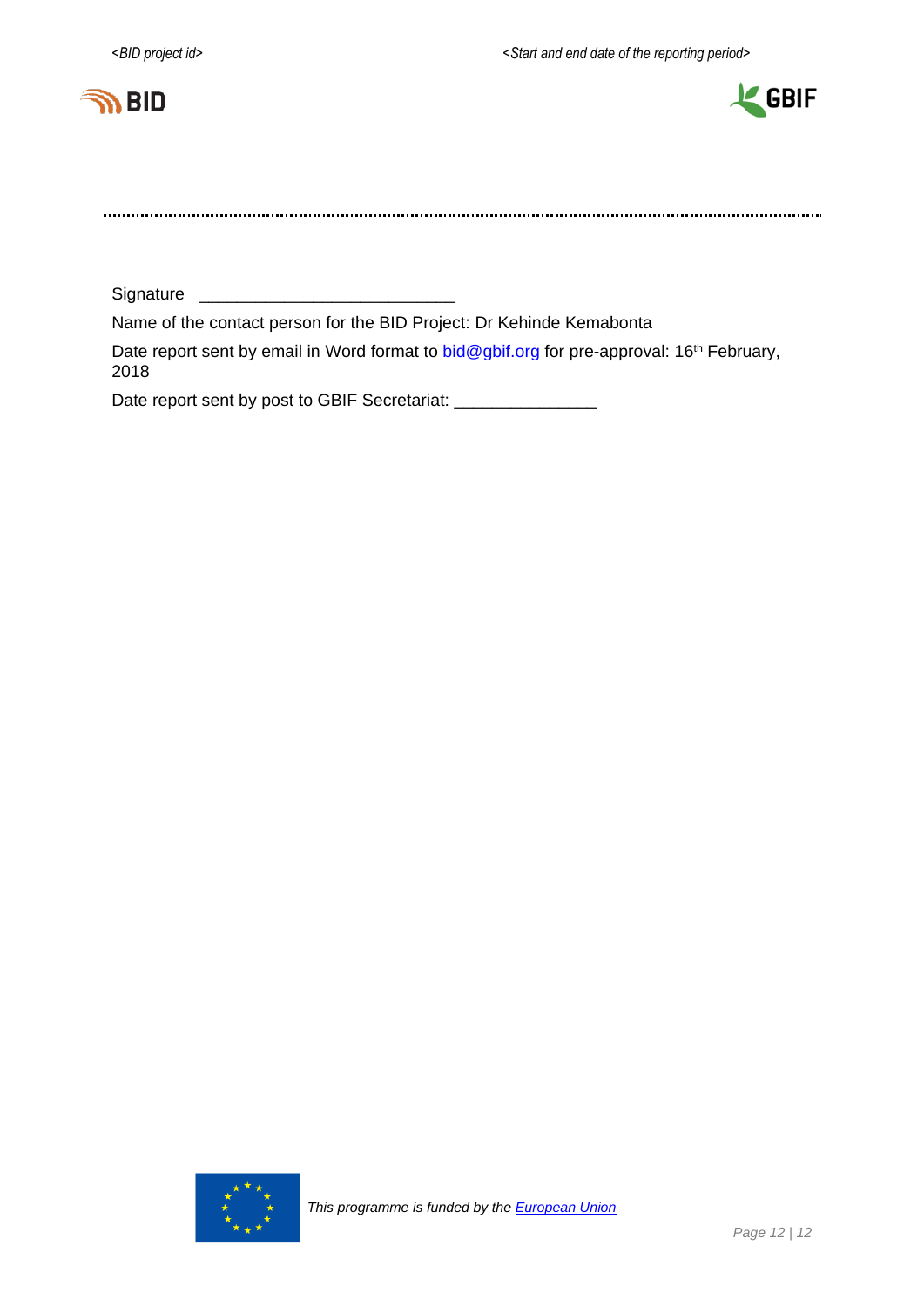Signature ___________________________

Name of the contact person for the BID Project: Dr Kehinde Kemabonta

Date report sent by email in Word format to bid@gbif.org for pre-approval: 16th February, 2018

Date report sent by post to GBIF Secretariat: _______________

*This programme is funded by the European Union*